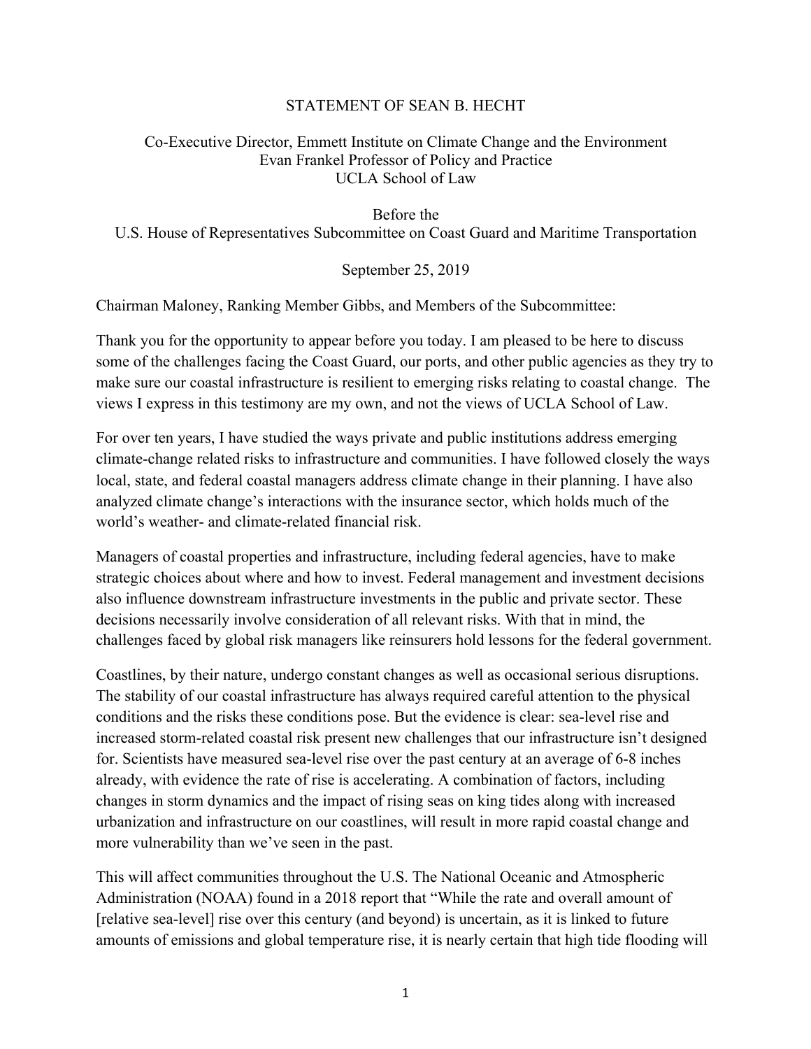# STATEMENT OF SEAN B. HECHT

Co-Executive Director, Emmett Institute on Climate Change and the Environment
Evan Frankel Professor of Policy and Practice
UCLA School of Law

Before the
U.S. House of Representatives Subcommittee on Coast Guard and Maritime Transportation

September 25, 2019

Chairman Maloney, Ranking Member Gibbs, and Members of the Subcommittee:

Thank you for the opportunity to appear before you today. I am pleased to be here to discuss some of the challenges facing the Coast Guard, our ports, and other public agencies as they try to make sure our coastal infrastructure is resilient to emerging risks relating to coastal change. The views I express in this testimony are my own, and not the views of UCLA School of Law.

For over ten years, I have studied the ways private and public institutions address emerging climate-change related risks to infrastructure and communities. I have followed closely the ways local, state, and federal coastal managers address climate change in their planning. I have also analyzed climate change's interactions with the insurance sector, which holds much of the world's weather- and climate-related financial risk.

Managers of coastal properties and infrastructure, including federal agencies, have to make strategic choices about where and how to invest. Federal management and investment decisions also influence downstream infrastructure investments in the public and private sector. These decisions necessarily involve consideration of all relevant risks. With that in mind, the challenges faced by global risk managers like reinsurers hold lessons for the federal government.

Coastlines, by their nature, undergo constant changes as well as occasional serious disruptions. The stability of our coastal infrastructure has always required careful attention to the physical conditions and the risks these conditions pose. But the evidence is clear: sea-level rise and increased storm-related coastal risk present new challenges that our infrastructure isn't designed for. Scientists have measured sea-level rise over the past century at an average of 6-8 inches already, with evidence the rate of rise is accelerating. A combination of factors, including changes in storm dynamics and the impact of rising seas on king tides along with increased urbanization and infrastructure on our coastlines, will result in more rapid coastal change and more vulnerability than we've seen in the past.

This will affect communities throughout the U.S. The National Oceanic and Atmospheric Administration (NOAA) found in a 2018 report that "While the rate and overall amount of [relative sea-level] rise over this century (and beyond) is uncertain, as it is linked to future amounts of emissions and global temperature rise, it is nearly certain that high tide flooding will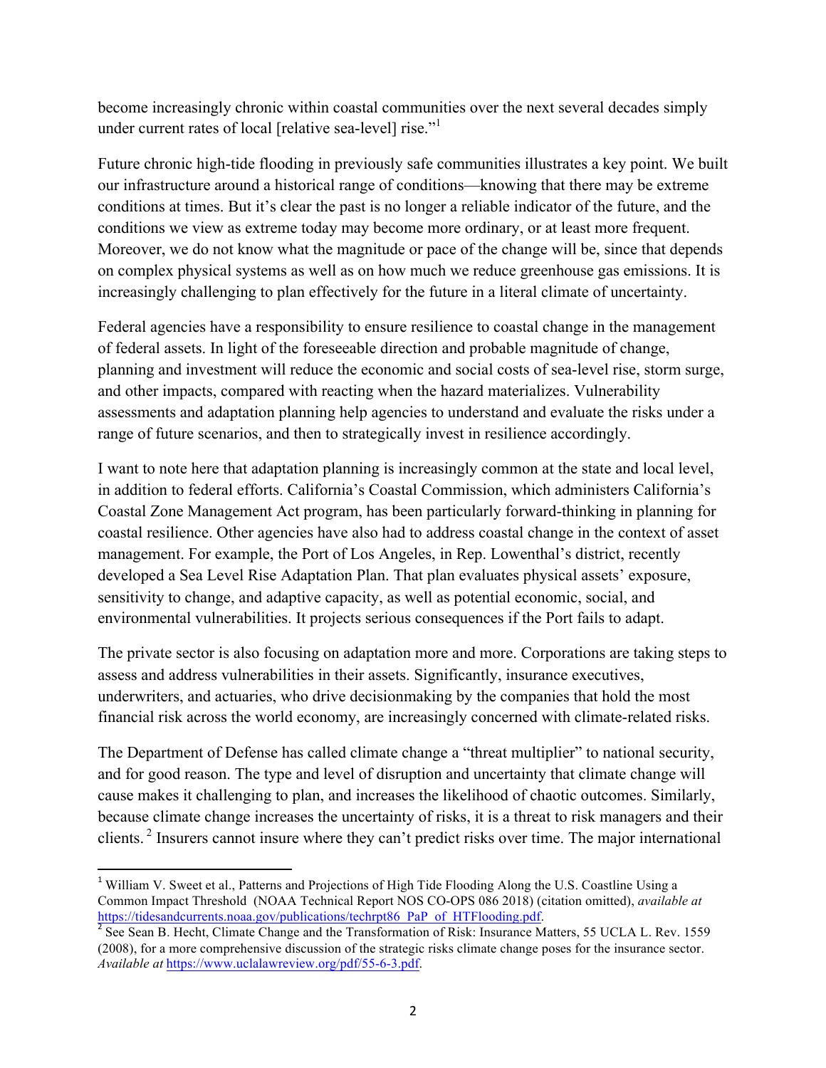become increasingly chronic within coastal communities over the next several decades simply under current rates of local [relative sea-level] rise."[1]

Future chronic high-tide flooding in previously safe communities illustrates a key point. We built our infrastructure around a historical range of conditions—knowing that there may be extreme conditions at times. But it's clear the past is no longer a reliable indicator of the future, and the conditions we view as extreme today may become more ordinary, or at least more frequent. Moreover, we do not know what the magnitude or pace of the change will be, since that depends on complex physical systems as well as on how much we reduce greenhouse gas emissions. It is increasingly challenging to plan effectively for the future in a literal climate of uncertainty.

Federal agencies have a responsibility to ensure resilience to coastal change in the management of federal assets. In light of the foreseeable direction and probable magnitude of change, planning and investment will reduce the economic and social costs of sea-level rise, storm surge, and other impacts, compared with reacting when the hazard materializes. Vulnerability assessments and adaptation planning help agencies to understand and evaluate the risks under a range of future scenarios, and then to strategically invest in resilience accordingly.

I want to note here that adaptation planning is increasingly common at the state and local level, in addition to federal efforts. California's Coastal Commission, which administers California's Coastal Zone Management Act program, has been particularly forward-thinking in planning for coastal resilience. Other agencies have also had to address coastal change in the context of asset management. For example, the Port of Los Angeles, in Rep. Lowenthal's district, recently developed a Sea Level Rise Adaptation Plan. That plan evaluates physical assets' exposure, sensitivity to change, and adaptive capacity, as well as potential economic, social, and environmental vulnerabilities. It projects serious consequences if the Port fails to adapt.

The private sector is also focusing on adaptation more and more. Corporations are taking steps to assess and address vulnerabilities in their assets. Significantly, insurance executives, underwriters, and actuaries, who drive decisionmaking by the companies that hold the most financial risk across the world economy, are increasingly concerned with climate-related risks.

The Department of Defense has called climate change a "threat multiplier" to national security, and for good reason. The type and level of disruption and uncertainty that climate change will cause makes it challenging to plan, and increases the likelihood of chaotic outcomes. Similarly, because climate change increases the uncertainty of risks, it is a threat to risk managers and their clients.[2] Insurers cannot insure where they can't predict risks over time. The major international

---

[1] William V. Sweet et al., Patterns and Projections of High Tide Flooding Along the U.S. Coastline Using a Common Impact Threshold (NOAA Technical Report NOS CO-OPS 086 2018) (citation omitted), *available at* https://tidesandcurrents.noaa.gov/publications/techrpt86_PaP_of_HTFlooding.pdf.

[2] See Sean B. Hecht, Climate Change and the Transformation of Risk: Insurance Matters, 55 UCLA L. Rev. 1559 (2008), for a more comprehensive discussion of the strategic risks climate change poses for the insurance sector. *Available at* https://www.uclalawreview.org/pdf/55-6-3.pdf.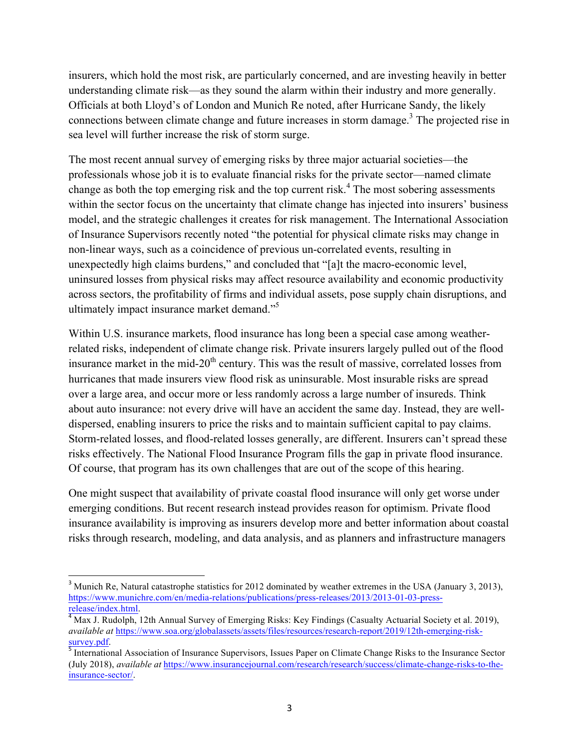insurers, which hold the most risk, are particularly concerned, and are investing heavily in better understanding climate risk—as they sound the alarm within their industry and more generally. Officials at both Lloyd's of London and Munich Re noted, after Hurricane Sandy, the likely connections between climate change and future increases in storm damage.[3] The projected rise in sea level will further increase the risk of storm surge.

The most recent annual survey of emerging risks by three major actuarial societies—the professionals whose job it is to evaluate financial risks for the private sector—named climate change as both the top emerging risk and the top current risk.[4] The most sobering assessments within the sector focus on the uncertainty that climate change has injected into insurers' business model, and the strategic challenges it creates for risk management. The International Association of Insurance Supervisors recently noted "the potential for physical climate risks may change in non-linear ways, such as a coincidence of previous un-correlated events, resulting in unexpectedly high claims burdens," and concluded that "[a]t the macro-economic level, uninsured losses from physical risks may affect resource availability and economic productivity across sectors, the profitability of firms and individual assets, pose supply chain disruptions, and ultimately impact insurance market demand."[5]

Within U.S. insurance markets, flood insurance has long been a special case among weather-related risks, independent of climate change risk. Private insurers largely pulled out of the flood insurance market in the mid-20th century. This was the result of massive, correlated losses from hurricanes that made insurers view flood risk as uninsurable. Most insurable risks are spread over a large area, and occur more or less randomly across a large number of insureds. Think about auto insurance: not every drive will have an accident the same day. Instead, they are well-dispersed, enabling insurers to price the risks and to maintain sufficient capital to pay claims. Storm-related losses, and flood-related losses generally, are different. Insurers can't spread these risks effectively. The National Flood Insurance Program fills the gap in private flood insurance. Of course, that program has its own challenges that are out of the scope of this hearing.

One might suspect that availability of private coastal flood insurance will only get worse under emerging conditions. But recent research instead provides reason for optimism. Private flood insurance availability is improving as insurers develop more and better information about coastal risks through research, modeling, and data analysis, and as planners and infrastructure managers

---

[3] Munich Re, Natural catastrophe statistics for 2012 dominated by weather extremes in the USA (January 3, 2013), https://www.munichre.com/en/media-relations/publications/press-releases/2013/2013-01-03-press-release/index.html.

[4] Max J. Rudolph, 12th Annual Survey of Emerging Risks: Key Findings (Casualty Actuarial Society et al. 2019), *available at* https://www.soa.org/globalassets/assets/files/resources/research-report/2019/12th-emerging-risk-survey.pdf.

[5] International Association of Insurance Supervisors, Issues Paper on Climate Change Risks to the Insurance Sector (July 2018), *available at* https://www.insurancejournal.com/research/research/success/climate-change-risks-to-the-insurance-sector/.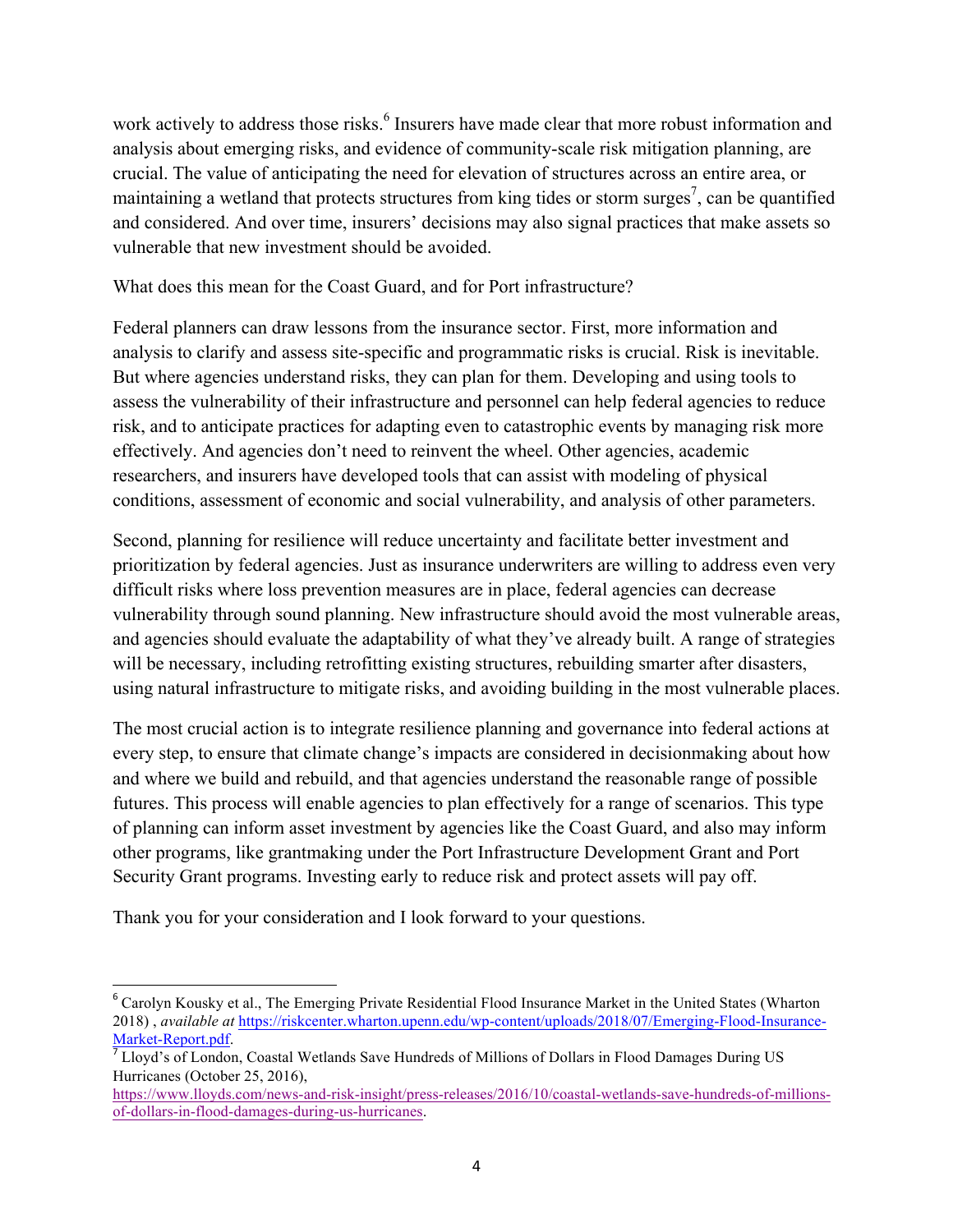work actively to address those risks.[6] Insurers have made clear that more robust information and analysis about emerging risks, and evidence of community-scale risk mitigation planning, are crucial. The value of anticipating the need for elevation of structures across an entire area, or maintaining a wetland that protects structures from king tides or storm surges[7], can be quantified and considered. And over time, insurers' decisions may also signal practices that make assets so vulnerable that new investment should be avoided.

What does this mean for the Coast Guard, and for Port infrastructure?

Federal planners can draw lessons from the insurance sector. First, more information and analysis to clarify and assess site-specific and programmatic risks is crucial. Risk is inevitable. But where agencies understand risks, they can plan for them. Developing and using tools to assess the vulnerability of their infrastructure and personnel can help federal agencies to reduce risk, and to anticipate practices for adapting even to catastrophic events by managing risk more effectively. And agencies don't need to reinvent the wheel. Other agencies, academic researchers, and insurers have developed tools that can assist with modeling of physical conditions, assessment of economic and social vulnerability, and analysis of other parameters.

Second, planning for resilience will reduce uncertainty and facilitate better investment and prioritization by federal agencies. Just as insurance underwriters are willing to address even very difficult risks where loss prevention measures are in place, federal agencies can decrease vulnerability through sound planning. New infrastructure should avoid the most vulnerable areas, and agencies should evaluate the adaptability of what they've already built. A range of strategies will be necessary, including retrofitting existing structures, rebuilding smarter after disasters, using natural infrastructure to mitigate risks, and avoiding building in the most vulnerable places.

The most crucial action is to integrate resilience planning and governance into federal actions at every step, to ensure that climate change's impacts are considered in decisionmaking about how and where we build and rebuild, and that agencies understand the reasonable range of possible futures. This process will enable agencies to plan effectively for a range of scenarios. This type of planning can inform asset investment by agencies like the Coast Guard, and also may inform other programs, like grantmaking under the Port Infrastructure Development Grant and Port Security Grant programs. Investing early to reduce risk and protect assets will pay off.

Thank you for your consideration and I look forward to your questions.

---

[6] Carolyn Kousky et al., The Emerging Private Residential Flood Insurance Market in the United States (Wharton 2018) , *available at* https://riskcenter.wharton.upenn.edu/wp-content/uploads/2018/07/Emerging-Flood-Insurance-Market-Report.pdf.

[7] Lloyd's of London, Coastal Wetlands Save Hundreds of Millions of Dollars in Flood Damages During US Hurricanes (October 25, 2016), https://www.lloyds.com/news-and-risk-insight/press-releases/2016/10/coastal-wetlands-save-hundreds-of-millions-of-dollars-in-flood-damages-during-us-hurricanes.